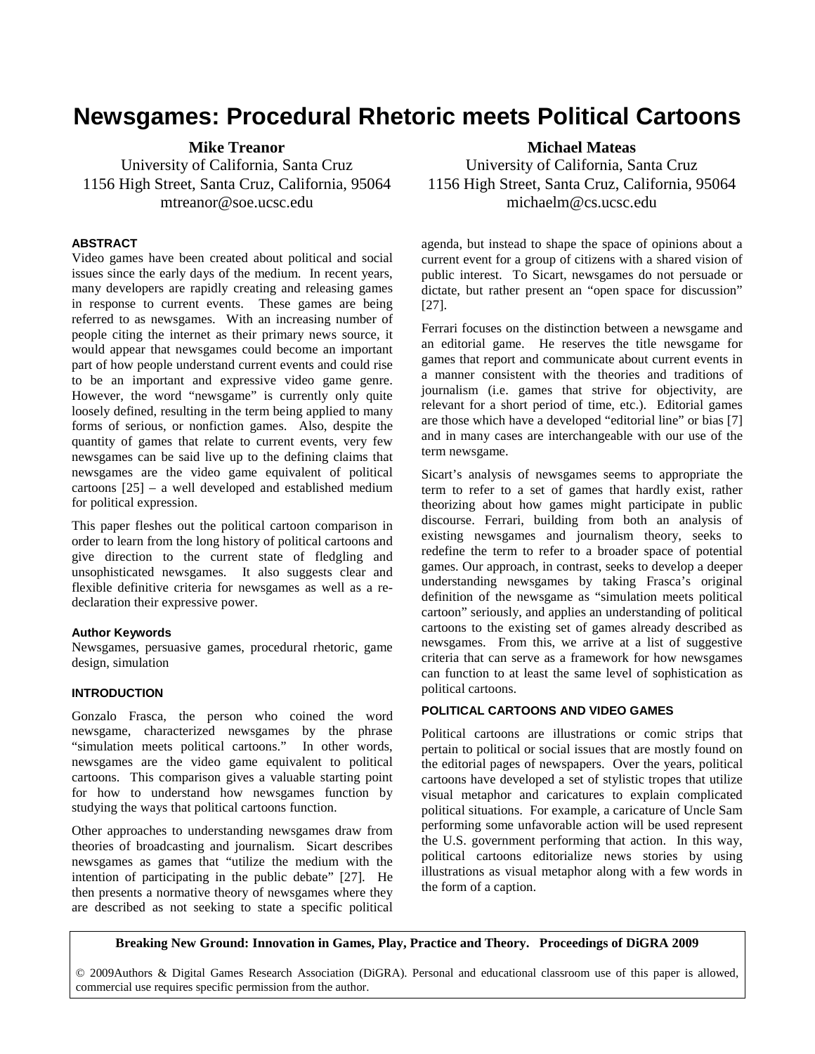# Newsgames: Procedural Rhetoric meets Political Cartoons

**Mike Treanor**
University of California, Santa Cruz
1156 High Street, Santa Cruz, California, 95064
mtreanor@soe.ucsc.edu

**Michael Mateas**
University of California, Santa Cruz
1156 High Street, Santa Cruz, California, 95064
michaelm@cs.ucsc.edu

## ABSTRACT

Video games have been created about political and social issues since the early days of the medium. In recent years, many developers are rapidly creating and releasing games in response to current events. These games are being referred to as newsgames. With an increasing number of people citing the internet as their primary news source, it would appear that newsgames could become an important part of how people understand current events and could rise to be an important and expressive video game genre. However, the word "newsgame" is currently only quite loosely defined, resulting in the term being applied to many forms of serious, or nonfiction games. Also, despite the quantity of games that relate to current events, very few newsgames can be said live up to the defining claims that newsgames are the video game equivalent of political cartoons [25] – a well developed and established medium for political expression.

This paper fleshes out the political cartoon comparison in order to learn from the long history of political cartoons and give direction to the current state of fledgling and unsophisticated newsgames. It also suggests clear and flexible definitive criteria for newsgames as well as a re-declaration their expressive power.

### Author Keywords

Newsgames, persuasive games, procedural rhetoric, game design, simulation

## INTRODUCTION

Gonzalo Frasca, the person who coined the word newsgame, characterized newsgames by the phrase "simulation meets political cartoons." In other words, newsgames are the video game equivalent to political cartoons. This comparison gives a valuable starting point for how to understand how newsgames function by studying the ways that political cartoons function.

Other approaches to understanding newsgames draw from theories of broadcasting and journalism. Sicart describes newsgames as games that "utilize the medium with the intention of participating in the public debate" [27]. He then presents a normative theory of newsgames where they are described as not seeking to state a specific political agenda, but instead to shape the space of opinions about a current event for a group of citizens with a shared vision of public interest. To Sicart, newsgames do not persuade or dictate, but rather present an "open space for discussion" [27].

Ferrari focuses on the distinction between a newsgame and an editorial game. He reserves the title newsgame for games that report and communicate about current events in a manner consistent with the theories and traditions of journalism (i.e. games that strive for objectivity, are relevant for a short period of time, etc.). Editorial games are those which have a developed "editorial line" or bias [7] and in many cases are interchangeable with our use of the term newsgame.

Sicart's analysis of newsgames seems to appropriate the term to refer to a set of games that hardly exist, rather theorizing about how games might participate in public discourse. Ferrari, building from both an analysis of existing newsgames and journalism theory, seeks to redefine the term to refer to a broader space of potential games. Our approach, in contrast, seeks to develop a deeper understanding newsgames by taking Frasca's original definition of the newsgame as "simulation meets political cartoon" seriously, and applies an understanding of political cartoons to the existing set of games already described as newsgames. From this, we arrive at a list of suggestive criteria that can serve as a framework for how newsgames can function to at least the same level of sophistication as political cartoons.

## POLITICAL CARTOONS AND VIDEO GAMES

Political cartoons are illustrations or comic strips that pertain to political or social issues that are mostly found on the editorial pages of newspapers. Over the years, political cartoons have developed a set of stylistic tropes that utilize visual metaphor and caricatures to explain complicated political situations. For example, a caricature of Uncle Sam performing some unfavorable action will be used represent the U.S. government performing that action. In this way, political cartoons editorialize news stories by using illustrations as visual metaphor along with a few words in the form of a caption.

**Breaking New Ground: Innovation in Games, Play, Practice and Theory. Proceedings of DiGRA 2009**

© 2009Authors & Digital Games Research Association (DiGRA). Personal and educational classroom use of this paper is allowed, commercial use requires specific permission from the author.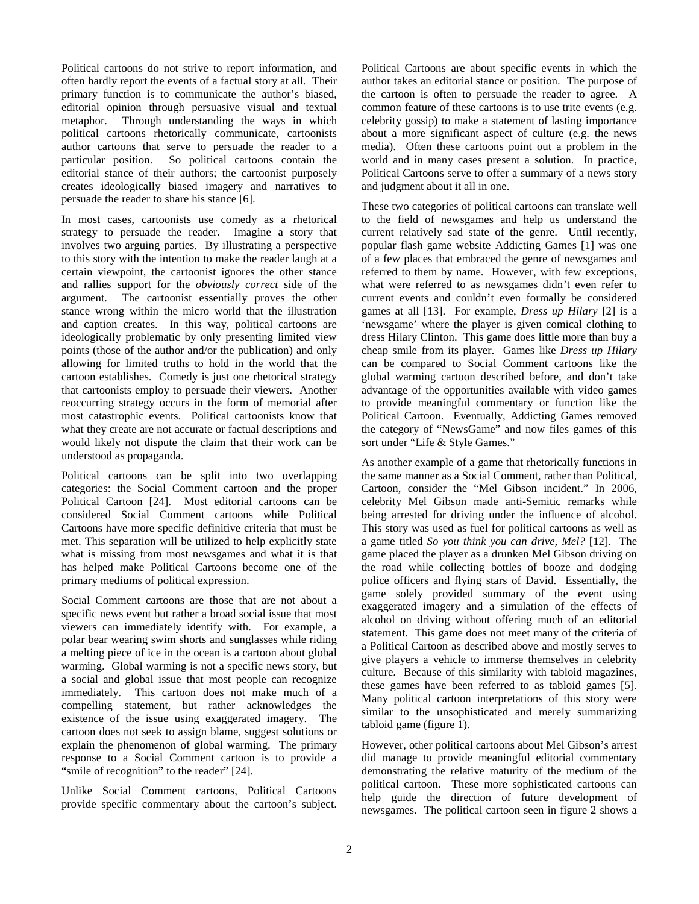Political cartoons do not strive to report information, and often hardly report the events of a factual story at all. Their primary function is to communicate the author's biased, editorial opinion through persuasive visual and textual metaphor. Through understanding the ways in which political cartoons rhetorically communicate, cartoonists author cartoons that serve to persuade the reader to a particular position. So political cartoons contain the editorial stance of their authors; the cartoonist purposely creates ideologically biased imagery and narratives to persuade the reader to share his stance [6].

In most cases, cartoonists use comedy as a rhetorical strategy to persuade the reader. Imagine a story that involves two arguing parties. By illustrating a perspective to this story with the intention to make the reader laugh at a certain viewpoint, the cartoonist ignores the other stance and rallies support for the *obviously correct* side of the argument. The cartoonist essentially proves the other stance wrong within the micro world that the illustration and caption creates. In this way, political cartoons are ideologically problematic by only presenting limited view points (those of the author and/or the publication) and only allowing for limited truths to hold in the world that the cartoon establishes. Comedy is just one rhetorical strategy that cartoonists employ to persuade their viewers. Another reoccurring strategy occurs in the form of memorial after most catastrophic events. Political cartoonists know that what they create are not accurate or factual descriptions and would likely not dispute the claim that their work can be understood as propaganda.

Political cartoons can be split into two overlapping categories: the Social Comment cartoon and the proper Political Cartoon [24]. Most editorial cartoons can be considered Social Comment cartoons while Political Cartoons have more specific definitive criteria that must be met. This separation will be utilized to help explicitly state what is missing from most newsgames and what it is that has helped make Political Cartoons become one of the primary mediums of political expression.

Social Comment cartoons are those that are not about a specific news event but rather a broad social issue that most viewers can immediately identify with. For example, a polar bear wearing swim shorts and sunglasses while riding a melting piece of ice in the ocean is a cartoon about global warming. Global warming is not a specific news story, but a social and global issue that most people can recognize immediately. This cartoon does not make much of a compelling statement, but rather acknowledges the existence of the issue using exaggerated imagery. The cartoon does not seek to assign blame, suggest solutions or explain the phenomenon of global warming. The primary response to a Social Comment cartoon is to provide a "smile of recognition" to the reader" [24].

Unlike Social Comment cartoons, Political Cartoons provide specific commentary about the cartoon's subject. Political Cartoons are about specific events in which the author takes an editorial stance or position. The purpose of the cartoon is often to persuade the reader to agree. A common feature of these cartoons is to use trite events (e.g. celebrity gossip) to make a statement of lasting importance about a more significant aspect of culture (e.g. the news media). Often these cartoons point out a problem in the world and in many cases present a solution. In practice, Political Cartoons serve to offer a summary of a news story and judgment about it all in one.

These two categories of political cartoons can translate well to the field of newsgames and help us understand the current relatively sad state of the genre. Until recently, popular flash game website Addicting Games [1] was one of a few places that embraced the genre of newsgames and referred to them by name. However, with few exceptions, what were referred to as newsgames didn't even refer to current events and couldn't even formally be considered games at all [13]. For example, *Dress up Hilary* [2] is a 'newsgame' where the player is given comical clothing to dress Hilary Clinton. This game does little more than buy a cheap smile from its player. Games like *Dress up Hilary* can be compared to Social Comment cartoons like the global warming cartoon described before, and don't take advantage of the opportunities available with video games to provide meaningful commentary or function like the Political Cartoon. Eventually, Addicting Games removed the category of "NewsGame" and now files games of this sort under "Life & Style Games."

As another example of a game that rhetorically functions in the same manner as a Social Comment, rather than Political, Cartoon, consider the "Mel Gibson incident." In 2006, celebrity Mel Gibson made anti-Semitic remarks while being arrested for driving under the influence of alcohol. This story was used as fuel for political cartoons as well as a game titled *So you think you can drive, Mel?* [12]. The game placed the player as a drunken Mel Gibson driving on the road while collecting bottles of booze and dodging police officers and flying stars of David. Essentially, the game solely provided summary of the event using exaggerated imagery and a simulation of the effects of alcohol on driving without offering much of an editorial statement. This game does not meet many of the criteria of a Political Cartoon as described above and mostly serves to give players a vehicle to immerse themselves in celebrity culture. Because of this similarity with tabloid magazines, these games have been referred to as tabloid games [5]. Many political cartoon interpretations of this story were similar to the unsophisticated and merely summarizing tabloid game (figure 1).

However, other political cartoons about Mel Gibson's arrest did manage to provide meaningful editorial commentary demonstrating the relative maturity of the medium of the political cartoon. These more sophisticated cartoons can help guide the direction of future development of newsgames. The political cartoon seen in figure 2 shows a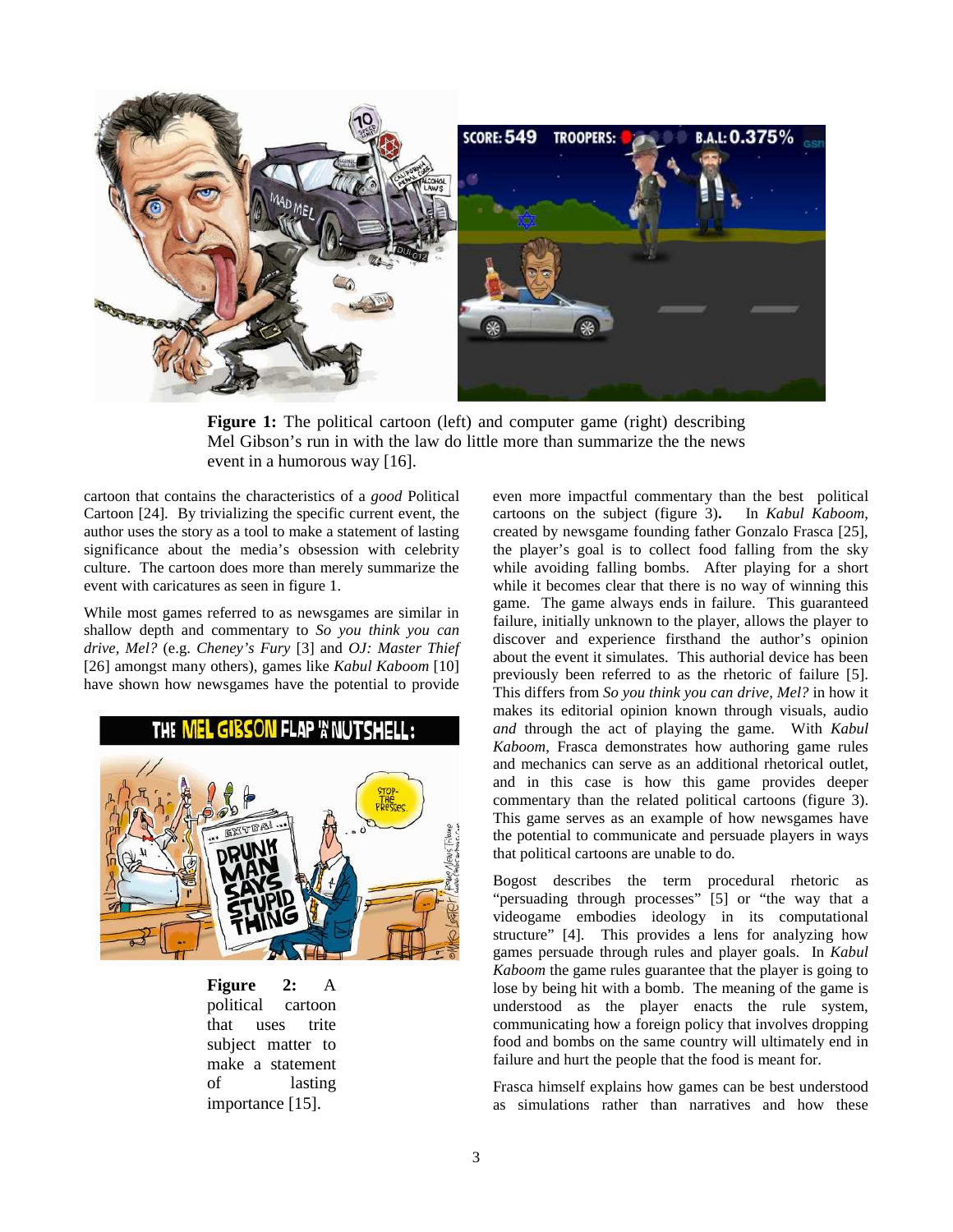**Figure 1:** The political cartoon (left) and computer game (right) describing Mel Gibson's run in with the law do little more than summarize the the news event in a humorous way [16].

cartoon that contains the characteristics of a *good* Political Cartoon [24]. By trivializing the specific current event, the author uses the story as a tool to make a statement of lasting significance about the media's obsession with celebrity culture. The cartoon does more than merely summarize the event with caricatures as seen in figure 1.

While most games referred to as newsgames are similar in shallow depth and commentary to *So you think you can drive, Mel?* (e.g. *Cheney's Fury* [3] and *OJ: Master Thief* [26] amongst many others), games like *Kabul Kaboom* [10] have shown how newsgames have the potential to provide even more impactful commentary than the best political cartoons on the subject (figure 3). In *Kabul Kaboom*, created by newsgame founding father Gonzalo Frasca [25], the player's goal is to collect food falling from the sky while avoiding falling bombs. After playing for a short while it becomes clear that there is no way of winning this game. The game always ends in failure. This guaranteed failure, initially unknown to the player, allows the player to discover and experience firsthand the author's opinion about the event it simulates. This authorial device has been previously been referred to as the rhetoric of failure [5]. This differs from *So you think you can drive, Mel?* in how it makes its editorial opinion known through visuals, audio *and* through the act of playing the game. With *Kabul Kaboom*, Frasca demonstrates how authoring game rules and mechanics can serve as an additional rhetorical outlet, and in this case is how this game provides deeper commentary than the related political cartoons (figure 3). This game serves as an example of how newsgames have the potential to communicate and persuade players in ways that political cartoons are unable to do.

**Figure 2:** A political cartoon that uses trite subject matter to make a statement of lasting importance [15].

Bogost describes the term procedural rhetoric as "persuading through processes" [5] or "the way that a videogame embodies ideology in its computational structure" [4]. This provides a lens for analyzing how games persuade through rules and player goals. In *Kabul Kaboom* the game rules guarantee that the player is going to lose by being hit with a bomb. The meaning of the game is understood as the player enacts the rule system, communicating how a foreign policy that involves dropping food and bombs on the same country will ultimately end in failure and hurt the people that the food is meant for.

Frasca himself explains how games can be best understood as simulations rather than narratives and how these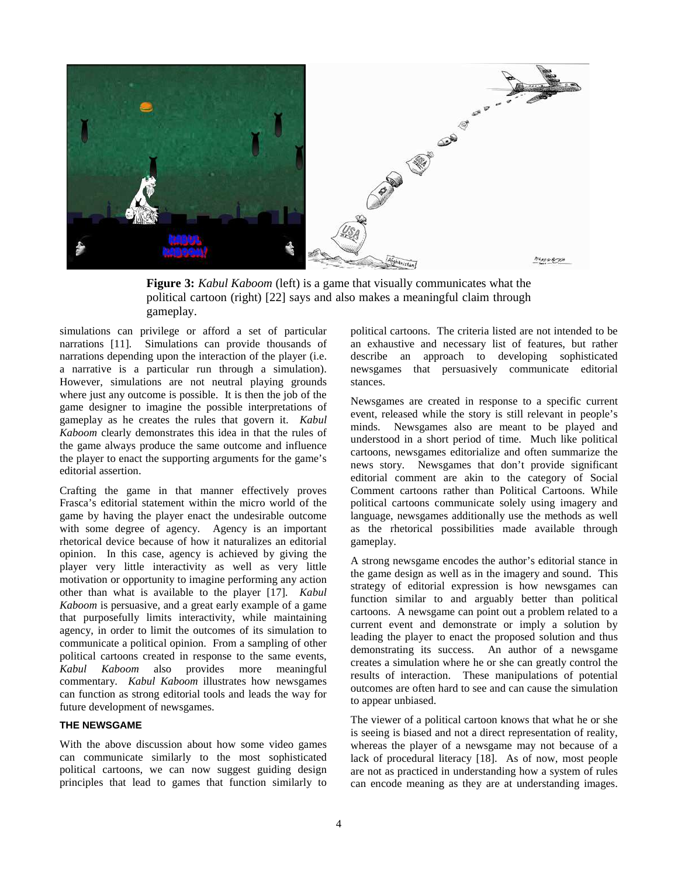**Figure 3:** *Kabul Kaboom* (left) is a game that visually communicates what the political cartoon (right) [22] says and also makes a meaningful claim through gameplay.

simulations can privilege or afford a set of particular narrations [11]. Simulations can provide thousands of narrations depending upon the interaction of the player (i.e. a narrative is a particular run through a simulation). However, simulations are not neutral playing grounds where just any outcome is possible. It is then the job of the game designer to imagine the possible interpretations of gameplay as he creates the rules that govern it. *Kabul Kaboom* clearly demonstrates this idea in that the rules of the game always produce the same outcome and influence the player to enact the supporting arguments for the game's editorial assertion.

Crafting the game in that manner effectively proves Frasca's editorial statement within the micro world of the game by having the player enact the undesirable outcome with some degree of agency. Agency is an important rhetorical device because of how it naturalizes an editorial opinion. In this case, agency is achieved by giving the player very little interactivity as well as very little motivation or opportunity to imagine performing any action other than what is available to the player [17]. *Kabul Kaboom* is persuasive, and a great early example of a game that purposefully limits interactivity, while maintaining agency, in order to limit the outcomes of its simulation to communicate a political opinion. From a sampling of other political cartoons created in response to the same events, *Kabul Kaboom* also provides more meaningful commentary. *Kabul Kaboom* illustrates how newsgames can function as strong editorial tools and leads the way for future development of newsgames.

### THE NEWSGAME

With the above discussion about how some video games can communicate similarly to the most sophisticated political cartoons, we can now suggest guiding design principles that lead to games that function similarly to political cartoons. The criteria listed are not intended to be an exhaustive and necessary list of features, but rather describe an approach to developing sophisticated newsgames that persuasively communicate editorial stances.

Newsgames are created in response to a specific current event, released while the story is still relevant in people's minds. Newsgames also are meant to be played and understood in a short period of time. Much like political cartoons, newsgames editorialize and often summarize the news story. Newsgames that don't provide significant editorial comment are akin to the category of Social Comment cartoons rather than Political Cartoons. While political cartoons communicate solely using imagery and language, newsgames additionally use the methods as well as the rhetorical possibilities made available through gameplay.

A strong newsgame encodes the author's editorial stance in the game design as well as in the imagery and sound. This strategy of editorial expression is how newsgames can function similar to and arguably better than political cartoons. A newsgame can point out a problem related to a current event and demonstrate or imply a solution by leading the player to enact the proposed solution and thus demonstrating its success. An author of a newsgame creates a simulation where he or she can greatly control the results of interaction. These manipulations of potential outcomes are often hard to see and can cause the simulation to appear unbiased.

The viewer of a political cartoon knows that what he or she is seeing is biased and not a direct representation of reality, whereas the player of a newsgame may not because of a lack of procedural literacy [18]. As of now, most people are not as practiced in understanding how a system of rules can encode meaning as they are at understanding images.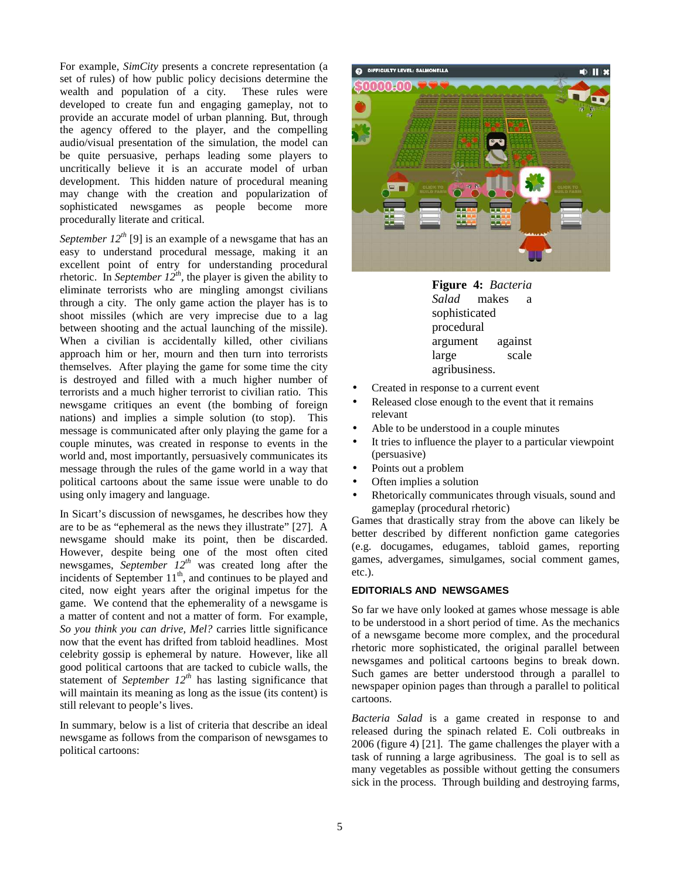For example, *SimCity* presents a concrete representation (a set of rules) of how public policy decisions determine the wealth and population of a city. These rules were developed to create fun and engaging gameplay, not to provide an accurate model of urban planning. But, through the agency offered to the player, and the compelling audio/visual presentation of the simulation, the model can be quite persuasive, perhaps leading some players to uncritically believe it is an accurate model of urban development. This hidden nature of procedural meaning may change with the creation and popularization of sophisticated newsgames as people become more procedurally literate and critical.

*September 12th* [9] is an example of a newsgame that has an easy to understand procedural message, making it an excellent point of entry for understanding procedural rhetoric. In *September 12th*, the player is given the ability to eliminate terrorists who are mingling amongst civilians through a city. The only game action the player has is to shoot missiles (which are very imprecise due to a lag between shooting and the actual launching of the missile). When a civilian is accidentally killed, other civilians approach him or her, mourn and then turn into terrorists themselves. After playing the game for some time the city is destroyed and filled with a much higher number of terrorists and a much higher terrorist to civilian ratio. This newsgame critiques an event (the bombing of foreign nations) and implies a simple solution (to stop). This message is communicated after only playing the game for a couple minutes, was created in response to events in the world and, most importantly, persuasively communicates its message through the rules of the game world in a way that political cartoons about the same issue were unable to do using only imagery and language.

In Sicart's discussion of newsgames, he describes how they are to be as "ephemeral as the news they illustrate" [27]. A newsgame should make its point, then be discarded. However, despite being one of the most often cited newsgames, *September 12th* was created long after the incidents of September 11th, and continues to be played and cited, now eight years after the original impetus for the game. We contend that the ephemerality of a newsgame is a matter of content and not a matter of form. For example, *So you think you can drive, Mel?* carries little significance now that the event has drifted from tabloid headlines. Most celebrity gossip is ephemeral by nature. However, like all good political cartoons that are tacked to cubicle walls, the statement of *September 12th* has lasting significance that will maintain its meaning as long as the issue (its content) is still relevant to people's lives.

In summary, below is a list of criteria that describe an ideal newsgame as follows from the comparison of newsgames to political cartoons:

- Created in response to a current event
- Released close enough to the event that it remains relevant
- Able to be understood in a couple minutes
- It tries to influence the player to a particular viewpoint (persuasive)
- Points out a problem
- Often implies a solution
- Rhetorically communicates through visuals, sound and gameplay (procedural rhetoric)

Games that drastically stray from the above can likely be better described by different nonfiction game categories (e.g. docugames, edugames, tabloid games, reporting games, advergames, simulgames, social comment games, etc.).

**Figure 4:** *Bacteria Salad* makes a sophisticated procedural argument against large scale agribusiness.

### EDITORIALS AND NEWSGAMES

So far we have only looked at games whose message is able to be understood in a short period of time. As the mechanics of a newsgame become more complex, and the procedural rhetoric more sophisticated, the original parallel between newsgames and political cartoons begins to break down. Such games are better understood through a parallel to newspaper opinion pages than through a parallel to political cartoons.

*Bacteria Salad* is a game created in response to and released during the spinach related E. Coli outbreaks in 2006 (figure 4) [21]. The game challenges the player with a task of running a large agribusiness. The goal is to sell as many vegetables as possible without getting the consumers sick in the process. Through building and destroying farms,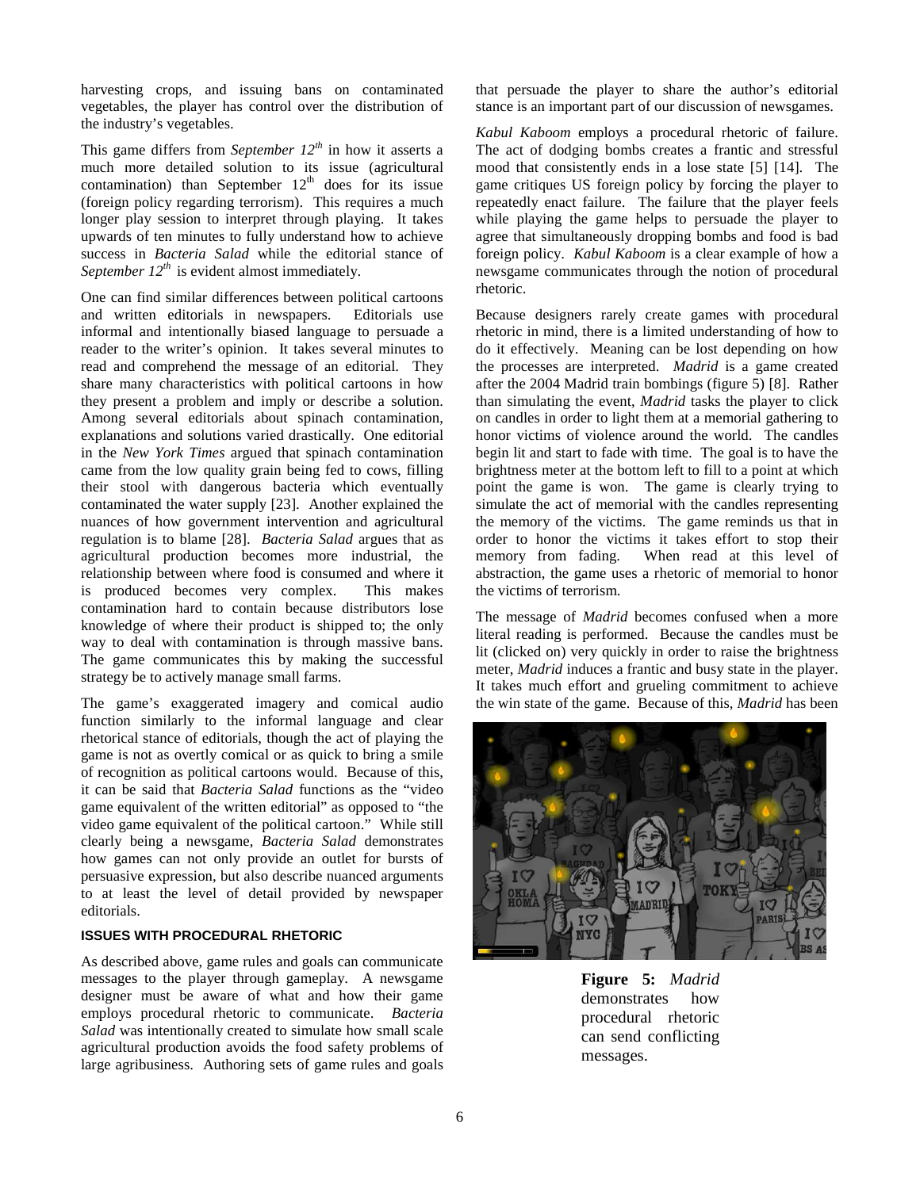harvesting crops, and issuing bans on contaminated vegetables, the player has control over the distribution of the industry's vegetables.

This game differs from *September 12th* in how it asserts a much more detailed solution to its issue (agricultural contamination) than September 12th does for its issue (foreign policy regarding terrorism). This requires a much longer play session to interpret through playing. It takes upwards of ten minutes to fully understand how to achieve success in *Bacteria Salad* while the editorial stance of *September 12th* is evident almost immediately.

One can find similar differences between political cartoons and written editorials in newspapers. Editorials use informal and intentionally biased language to persuade a reader to the writer's opinion. It takes several minutes to read and comprehend the message of an editorial. They share many characteristics with political cartoons in how they present a problem and imply or describe a solution. Among several editorials about spinach contamination, explanations and solutions varied drastically. One editorial in the *New York Times* argued that spinach contamination came from the low quality grain being fed to cows, filling their stool with dangerous bacteria which eventually contaminated the water supply [23]. Another explained the nuances of how government intervention and agricultural regulation is to blame [28]. *Bacteria Salad* argues that as agricultural production becomes more industrial, the relationship between where food is consumed and where it is produced becomes very complex. This makes contamination hard to contain because distributors lose knowledge of where their product is shipped to; the only way to deal with contamination is through massive bans. The game communicates this by making the successful strategy be to actively manage small farms.

The game's exaggerated imagery and comical audio function similarly to the informal language and clear rhetorical stance of editorials, though the act of playing the game is not as overtly comical or as quick to bring a smile of recognition as political cartoons would. Because of this, it can be said that *Bacteria Salad* functions as the "video game equivalent of the written editorial" as opposed to "the video game equivalent of the political cartoon." While still clearly being a newsgame, *Bacteria Salad* demonstrates how games can not only provide an outlet for bursts of persuasive expression, but also describe nuanced arguments to at least the level of detail provided by newspaper editorials.

### ISSUES WITH PROCEDURAL RHETORIC

As described above, game rules and goals can communicate messages to the player through gameplay. A newsgame designer must be aware of what and how their game employs procedural rhetoric to communicate. *Bacteria Salad* was intentionally created to simulate how small scale agricultural production avoids the food safety problems of large agribusiness. Authoring sets of game rules and goals that persuade the player to share the author's editorial stance is an important part of our discussion of newsgames.

*Kabul Kaboom* employs a procedural rhetoric of failure. The act of dodging bombs creates a frantic and stressful mood that consistently ends in a lose state [5] [14]. The game critiques US foreign policy by forcing the player to repeatedly enact failure. The failure that the player feels while playing the game helps to persuade the player to agree that simultaneously dropping bombs and food is bad foreign policy. *Kabul Kaboom* is a clear example of how a newsgame communicates through the notion of procedural rhetoric.

Because designers rarely create games with procedural rhetoric in mind, there is a limited understanding of how to do it effectively. Meaning can be lost depending on how the processes are interpreted. *Madrid* is a game created after the 2004 Madrid train bombings (figure 5) [8]. Rather than simulating the event, *Madrid* tasks the player to click on candles in order to light them at a memorial gathering to honor victims of violence around the world. The candles begin lit and start to fade with time. The goal is to have the brightness meter at the bottom left to fill to a point at which point the game is won. The game is clearly trying to simulate the act of memorial with the candles representing the memory of the victims. The game reminds us that in order to honor the victims it takes effort to stop their memory from fading. When read at this level of abstraction, the game uses a rhetoric of memorial to honor the victims of terrorism.

The message of *Madrid* becomes confused when a more literal reading is performed. Because the candles must be lit (clicked on) very quickly in order to raise the brightness meter, *Madrid* induces a frantic and busy state in the player. It takes much effort and grueling commitment to achieve the win state of the game. Because of this, *Madrid* has been

**Figure 5:** *Madrid* demonstrates how procedural rhetoric can send conflicting messages.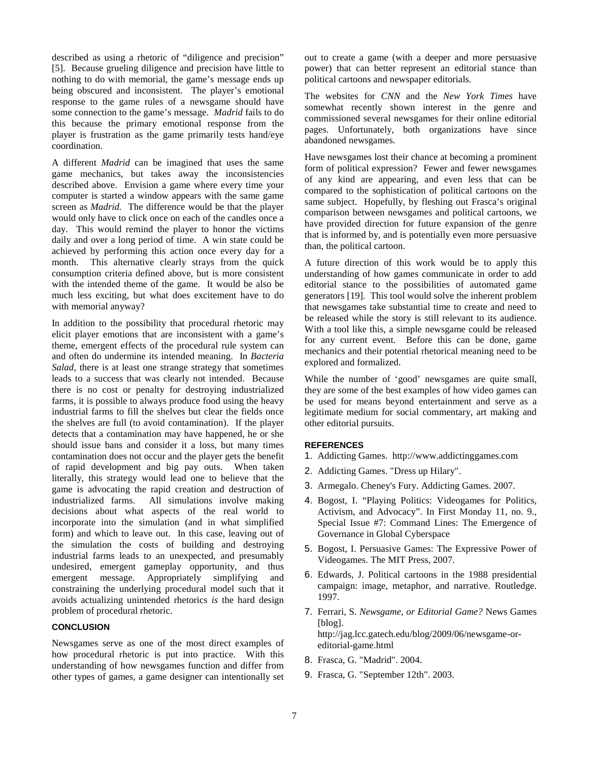described as using a rhetoric of "diligence and precision" [5]. Because grueling diligence and precision have little to nothing to do with memorial, the game's message ends up being obscured and inconsistent. The player's emotional response to the game rules of a newsgame should have some connection to the game's message. *Madrid* fails to do this because the primary emotional response from the player is frustration as the game primarily tests hand/eye coordination.

A different *Madrid* can be imagined that uses the same game mechanics, but takes away the inconsistencies described above. Envision a game where every time your computer is started a window appears with the same game screen as *Madrid.* The difference would be that the player would only have to click once on each of the candles once a day. This would remind the player to honor the victims daily and over a long period of time. A win state could be achieved by performing this action once every day for a month. This alternative clearly strays from the quick consumption criteria defined above, but is more consistent with the intended theme of the game. It would be also be much less exciting, but what does excitement have to do with memorial anyway?

In addition to the possibility that procedural rhetoric may elicit player emotions that are inconsistent with a game's theme, emergent effects of the procedural rule system can and often do undermine its intended meaning. In *Bacteria Salad*, there is at least one strange strategy that sometimes leads to a success that was clearly not intended. Because there is no cost or penalty for destroying industrialized farms, it is possible to always produce food using the heavy industrial farms to fill the shelves but clear the fields once the shelves are full (to avoid contamination). If the player detects that a contamination may have happened, he or she should issue bans and consider it a loss, but many times contamination does not occur and the player gets the benefit of rapid development and big pay outs. When taken literally, this strategy would lead one to believe that the game is advocating the rapid creation and destruction of industrialized farms. All simulations involve making decisions about what aspects of the real world to incorporate into the simulation (and in what simplified form) and which to leave out. In this case, leaving out of the simulation the costs of building and destroying industrial farms leads to an unexpected, and presumably undesired, emergent gameplay opportunity, and thus emergent message. Appropriately simplifying and constraining the underlying procedural model such that it avoids actualizing unintended rhetorics *is* the hard design problem of procedural rhetoric.

## CONCLUSION

Newsgames serve as one of the most direct examples of how procedural rhetoric is put into practice. With this understanding of how newsgames function and differ from other types of games, a game designer can intentionally set out to create a game (with a deeper and more persuasive power) that can better represent an editorial stance than political cartoons and newspaper editorials.

The websites for *CNN* and the *New York Times* have somewhat recently shown interest in the genre and commissioned several newsgames for their online editorial pages. Unfortunately, both organizations have since abandoned newsgames.

Have newsgames lost their chance at becoming a prominent form of political expression? Fewer and fewer newsgames of any kind are appearing, and even less that can be compared to the sophistication of political cartoons on the same subject. Hopefully, by fleshing out Frasca's original comparison between newsgames and political cartoons, we have provided direction for future expansion of the genre that is informed by, and is potentially even more persuasive than, the political cartoon.

A future direction of this work would be to apply this understanding of how games communicate in order to add editorial stance to the possibilities of automated game generators [19]. This tool would solve the inherent problem that newsgames take substantial time to create and need to be released while the story is still relevant to its audience. With a tool like this, a simple newsgame could be released for any current event. Before this can be done, game mechanics and their potential rhetorical meaning need to be explored and formalized.

While the number of 'good' newsgames are quite small, they are some of the best examples of how video games can be used for means beyond entertainment and serve as a legitimate medium for social commentary, art making and other editorial pursuits.

## REFERENCES

1. Addicting Games. http://www.addictinggames.com
2. Addicting Games. "Dress up Hilary".
3. Armegalo. Cheney's Fury. Addicting Games. 2007.
4. Bogost, I. "Playing Politics: Videogames for Politics, Activism, and Advocacy". In First Monday 11, no. 9., Special Issue #7: Command Lines: The Emergence of Governance in Global Cyberspace
5. Bogost, I. Persuasive Games: The Expressive Power of Videogames. The MIT Press, 2007.
6. Edwards, J. Political cartoons in the 1988 presidential campaign: image, metaphor, and narrative. Routledge. 1997.
7. Ferrari, S. *Newsgame, or Editorial Game?* News Games [blog]. http://jag.lcc.gatech.edu/blog/2009/06/newsgame-or-editorial-game.html
8. Frasca, G. "Madrid". 2004.
9. Frasca, G. "September 12th". 2003.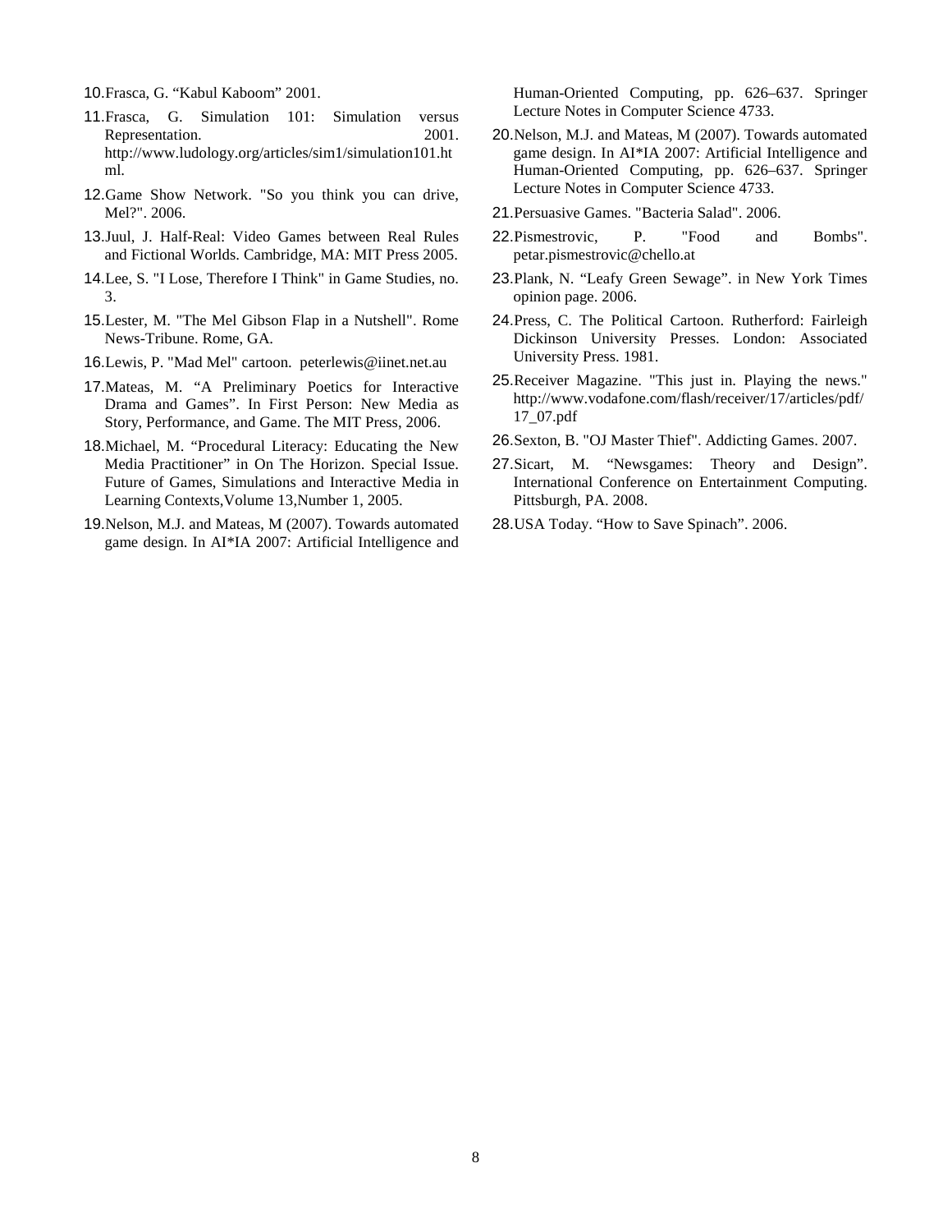10. Frasca, G. “Kabul Kaboom” 2001.
11. Frasca, G. Simulation 101: Simulation versus Representation. 2001. http://www.ludology.org/articles/sim1/simulation101.html.
12. Game Show Network. "So you think you can drive, Mel?". 2006.
13. Juul, J. Half-Real: Video Games between Real Rules and Fictional Worlds. Cambridge, MA: MIT Press 2005.
14. Lee, S. "I Lose, Therefore I Think" in Game Studies, no. 3.
15. Lester, M. "The Mel Gibson Flap in a Nutshell". Rome News-Tribune. Rome, GA.
16. Lewis, P. "Mad Mel" cartoon. peterlewis@iinet.net.au
17. Mateas, M. “A Preliminary Poetics for Interactive Drama and Games”. In First Person: New Media as Story, Performance, and Game. The MIT Press, 2006.
18. Michael, M. “Procedural Literacy: Educating the New Media Practitioner” in On The Horizon. Special Issue. Future of Games, Simulations and Interactive Media in Learning Contexts,Volume 13,Number 1, 2005.
19. Nelson, M.J. and Mateas, M (2007). Towards automated game design. In AI*IA 2007: Artificial Intelligence and Human-Oriented Computing, pp. 626–637. Springer Lecture Notes in Computer Science 4733.
20. Nelson, M.J. and Mateas, M (2007). Towards automated game design. In AI*IA 2007: Artificial Intelligence and Human-Oriented Computing, pp. 626–637. Springer Lecture Notes in Computer Science 4733.
21. Persuasive Games. "Bacteria Salad". 2006.
22. Pismestrovic, P. "Food and Bombs". petar.pismestrovic@chello.at
23. Plank, N. “Leafy Green Sewage”. in New York Times opinion page. 2006.
24. Press, C. The Political Cartoon. Rutherford: Fairleigh Dickinson University Presses. London: Associated University Press. 1981.
25. Receiver Magazine. "This just in. Playing the news." http://www.vodafone.com/flash/receiver/17/articles/pdf/17_07.pdf
26. Sexton, B. "OJ Master Thief". Addicting Games. 2007.
27. Sicart, M. “Newsgames: Theory and Design”. International Conference on Entertainment Computing. Pittsburgh, PA. 2008.
28. USA Today. “How to Save Spinach”. 2006.